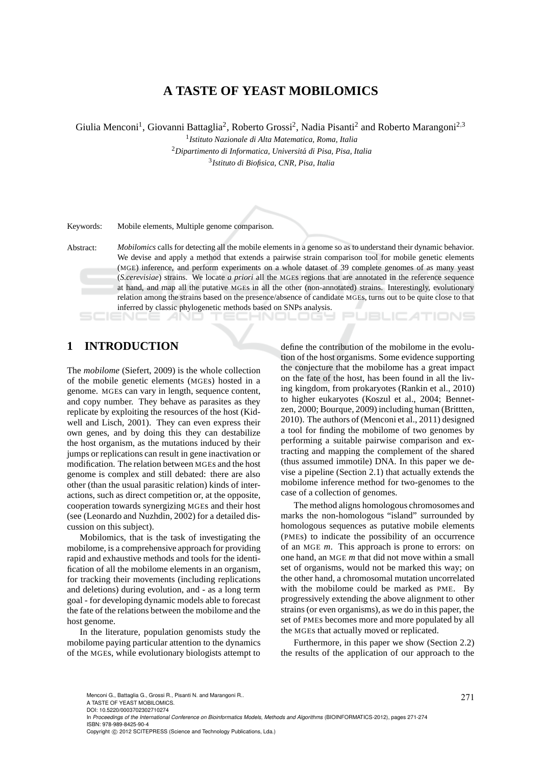# A TASTE OF YEAST MOBILOMICS

Giulia Menconi[1], Giovanni Battaglia[2], Roberto Grossi[2], Nadia Pisanti[2] and Roberto Marangoni[2,3]

[1]*Istituto Nazionale di Alta Matematica, Roma, Italia*
[2]*Dipartimento di Informatica, Universitá di Pisa, Pisa, Italia*
[3]*Istituto di Biofisica, CNR, Pisa, Italia*

Keywords: Mobile elements, Multiple genome comparison.

Abstract: *Mobilomics* calls for detecting all the mobile elements in a genome so as to understand their dynamic behavior. We devise and apply a method that extends a pairwise strain comparison tool for mobile genetic elements (MGE) inference, and perform experiments on a whole dataset of 39 complete genomes of as many yeast (*S.cerevisiae*) strains. We locate *a priori* all the MGEs regions that are annotated in the reference sequence at hand, and map all the putative MGEs in all the other (non-annotated) strains. Interestingly, evolutionary relation among the strains based on the presence/absence of candidate MGEs, turns out to be quite close to that inferred by classic phylogenetic methods based on SNPs analysis.

## 1 INTRODUCTION

The *mobilome* (Siefert, 2009) is the whole collection of the mobile genetic elements (MGEs) hosted in a genome. MGEs can vary in length, sequence content, and copy number. They behave as parasites as they replicate by exploiting the resources of the host (Kidwell and Lisch, 2001). They can even express their own genes, and by doing this they can destabilize the host organism, as the mutations induced by their jumps or replications can result in gene inactivation or modification. The relation between MGEs and the host genome is complex and still debated: there are also other (than the usual parasitic relation) kinds of interactions, such as direct competition or, at the opposite, cooperation towards synergizing MGEs and their host (see (Leonardo and Nuzhdin, 2002) for a detailed discussion on this subject).

Mobilomics, that is the task of investigating the mobilome, is a comprehensive approach for providing rapid and exhaustive methods and tools for the identification of all the mobilome elements in an organism, for tracking their movements (including replications and deletions) during evolution, and - as a long term goal - for developing dynamic models able to forecast the fate of the relations between the mobilome and the host genome.

In the literature, population genomists study the mobilome paying particular attention to the dynamics of the MGEs, while evolutionary biologists attempt to define the contribution of the mobilome in the evolution of the host organisms. Some evidence supporting the conjecture that the mobilome has a great impact on the fate of the host, has been found in all the living kingdom, from prokaryotes (Rankin et al., 2010) to higher eukaryotes (Koszul et al., 2004; Bennetzen, 2000; Bourque, 2009) including human (Brittten, 2010). The authors of (Menconi et al., 2011) designed a tool for finding the mobilome of two genomes by performing a suitable pairwise comparison and extracting and mapping the complement of the shared (thus assumed immotile) DNA. In this paper we devise a pipeline (Section 2.1) that actually extends the mobilome inference method for two-genomes to the case of a collection of genomes.

The method aligns homologous chromosomes and marks the non-homologous "island" surrounded by homologous sequences as putative mobile elements (PMEs) to indicate the possibility of an occurrence of an MGE *m*. This approach is prone to errors: on one hand, an MGE *m* that did not move within a small set of organisms, would not be marked this way; on the other hand, a chromosomal mutation uncorrelated with the mobilome could be marked as PME. By progressively extending the above alignment to other strains (or even organisms), as we do in this paper, the set of PMEs becomes more and more populated by all the MGEs that actually moved or replicated.

Furthermore, in this paper we show (Section 2.2) the results of the application of our approach to the

Menconi G., Battaglia G., Grossi R., Pisanti N. and Marangoni R..
A TASTE OF YEAST MOBILOMICS.
DOI: 10.5220/0003702302710274
In *Proceedings of the International Conference on Bioinformatics Models, Methods and Algorithms* (BIOINFORMATICS-2012), pages 271-274
ISBN: 978-989-8425-90-4
Copyright © 2012 SCITEPRESS (Science and Technology Publications, Lda.)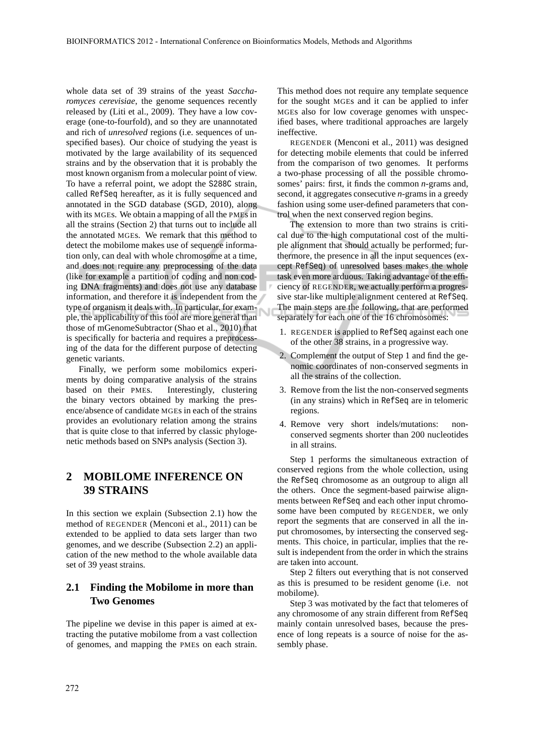whole data set of 39 strains of the yeast *Saccharomyces cerevisiae*, the genome sequences recently released by (Liti et al., 2009). They have a low coverage (one-to-fourfold), and so they are unannotated and rich of *unresolved* regions (i.e. sequences of unspecified bases). Our choice of studying the yeast is motivated by the large availability of its sequenced strains and by the observation that it is probably the most known organism from a molecular point of view. To have a referral point, we adopt the S288C strain, called RefSeq hereafter, as it is fully sequenced and annotated in the SGD database (SGD, 2010), along with its MGEs. We obtain a mapping of all the PMEs in all the strains (Section 2) that turns out to include all the annotated MGEs. We remark that this method to detect the mobilome makes use of sequence information only, can deal with whole chromosome at a time, and does not require any preprocessing of the data (like for example a partition of coding and non coding DNA fragments) and does not use any database information, and therefore it is independent from the type of organism it deals with. In particular, for example, the applicability of this tool are more general than those of mGenomeSubtractor (Shao et al., 2010) that is specifically for bacteria and requires a preprocessing of the data for the different purpose of detecting genetic variants.

Finally, we perform some mobilomics experiments by doing comparative analysis of the strains based on their PMEs. Interestingly, clustering the binary vectors obtained by marking the presence/absence of candidate MGEs in each of the strains provides an evolutionary relation among the strains that is quite close to that inferred by classic phylogenetic methods based on SNPs analysis (Section 3).

## 2 MOBILOME INFERENCE ON 39 STRAINS

In this section we explain (Subsection 2.1) how the method of REGENDER (Menconi et al., 2011) can be extended to be applied to data sets larger than two genomes, and we describe (Subsection 2.2) an application of the new method to the whole available data set of 39 yeast strains.

### 2.1 Finding the Mobilome in more than Two Genomes

The pipeline we devise in this paper is aimed at extracting the putative mobilome from a vast collection of genomes, and mapping the PMEs on each strain. This method does not require any template sequence for the sought MGEs and it can be applied to infer MGEs also for low coverage genomes with unspecified bases, where traditional approaches are largely ineffective.

REGENDER (Menconi et al., 2011) was designed for detecting mobile elements that could be inferred from the comparison of two genomes. It performs a two-phase processing of all the possible chromosomes' pairs: first, it finds the common *n*-grams and, second, it aggregates consecutive *n*-grams in a greedy fashion using some user-defined parameters that control when the next conserved region begins.

The extension to more than two strains is critical due to the high computational cost of the multiple alignment that should actually be performed; furthermore, the presence in all the input sequences (except RefSeq) of unresolved bases makes the whole task even more arduous. Taking advantage of the efficiency of REGENDER, we actually perform a progressive star-like multiple alignment centered at RefSeq. The main steps are the following, that are performed separately for each one of the 16 chromosomes:

1. REGENDER is applied to RefSeq against each one of the other 38 strains, in a progressive way.
2. Complement the output of Step 1 and find the genomic coordinates of non-conserved segments in all the strains of the collection.
3. Remove from the list the non-conserved segments (in any strains) which in RefSeq are in telomeric regions.
4. Remove very short indels/mutations: non-conserved segments shorter than 200 nucleotides in all strains.

Step 1 performs the simultaneous extraction of conserved regions from the whole collection, using the RefSeq chromosome as an outgroup to align all the others. Once the segment-based pairwise alignments between RefSeq and each other input chromosome have been computed by REGENDER, we only report the segments that are conserved in all the input chromosomes, by intersecting the conserved segments. This choice, in particular, implies that the result is independent from the order in which the strains are taken into account.

Step 2 filters out everything that is not conserved as this is presumed to be resident genome (i.e. not mobilome).

Step 3 was motivated by the fact that telomeres of any chromosome of any strain different from RefSeq mainly contain unresolved bases, because the presence of long repeats is a source of noise for the assembly phase.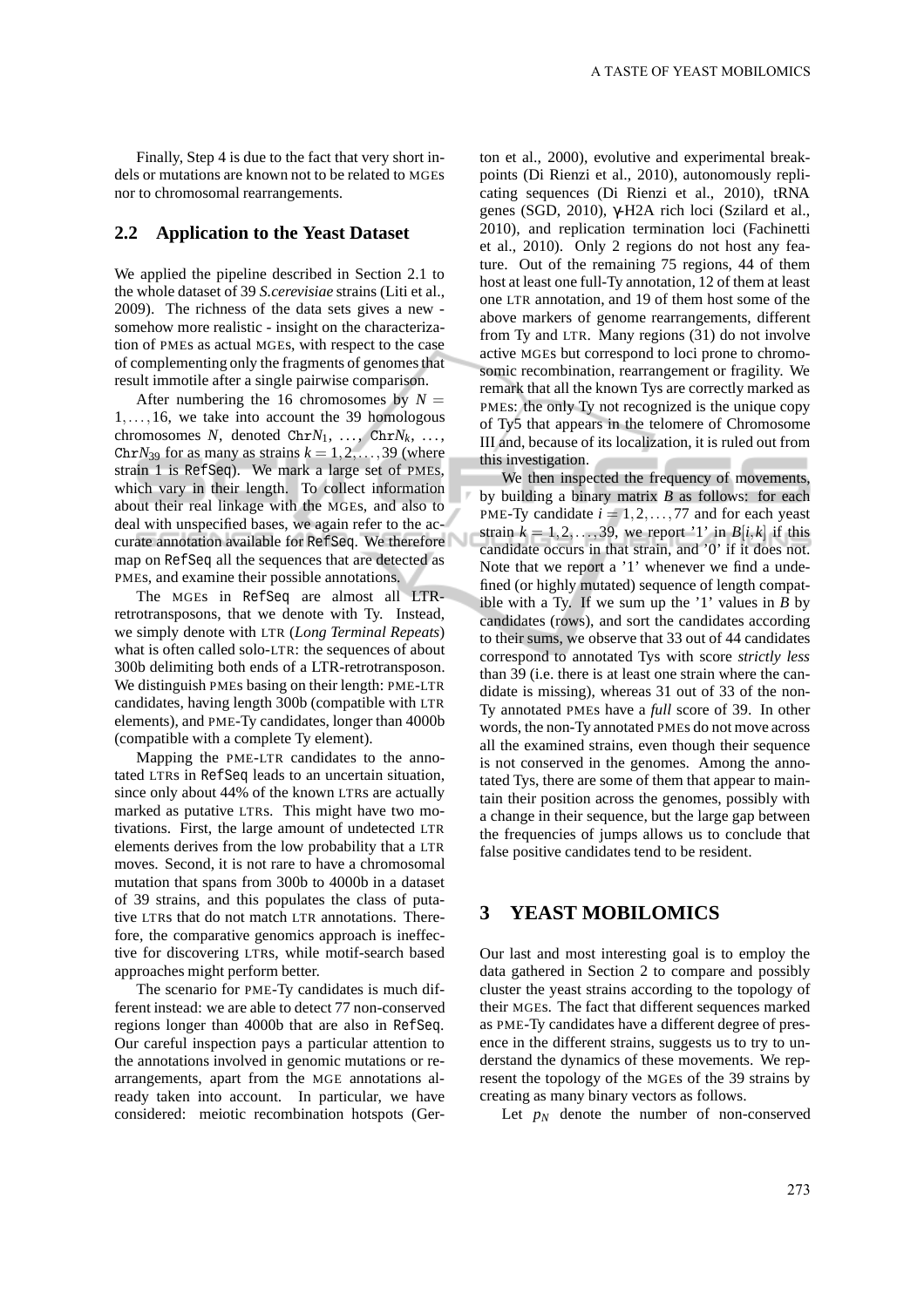Finally, Step 4 is due to the fact that very short indels or mutations are known not to be related to MGEs nor to chromosomal rearrangements.

### 2.2 Application to the Yeast Dataset

We applied the pipeline described in Section 2.1 to the whole dataset of 39 *S.cerevisiae* strains (Liti et al., 2009). The richness of the data sets gives a new - somehow more realistic - insight on the characterization of PMEs as actual MGEs, with respect to the case of complementing only the fragments of genomes that result immotile after a single pairwise comparison.

After numbering the 16 chromosomes by $N = 1,\ldots,16$, we take into account the 39 homologous chromosomes $N$, denoted $\mathtt{Chr}N_1, \ldots, \mathtt{Chr}N_k, \ldots, \mathtt{Chr}N_{39}$ for as many as strains $k = 1,2,\ldots,39$ (where strain 1 is RefSeq). We mark a large set of PMEs, which vary in their length. To collect information about their real linkage with the MGEs, and also to deal with unspecified bases, we again refer to the accurate annotation available for RefSeq. We therefore map on RefSeq all the sequences that are detected as PMEs, and examine their possible annotations.

The MGEs in RefSeq are almost all LTR-retrotransposons, that we denote with Ty. Instead, we simply denote with LTR (*Long Terminal Repeats*) what is often called solo-LTR: the sequences of about 300b delimiting both ends of a LTR-retrotransposon. We distinguish PMEs basing on their length: PME-LTR candidates, having length 300b (compatible with LTR elements), and PME-Ty candidates, longer than 4000b (compatible with a complete Ty element).

Mapping the PME-LTR candidates to the annotated LTRs in RefSeq leads to an uncertain situation, since only about 44% of the known LTRs are actually marked as putative LTRs. This might have two motivations. First, the large amount of undetected LTR elements derives from the low probability that a LTR moves. Second, it is not rare to have a chromosomal mutation that spans from 300b to 4000b in a dataset of 39 strains, and this populates the class of putative LTRs that do not match LTR annotations. Therefore, the comparative genomics approach is ineffective for discovering LTRs, while motif-search based approaches might perform better.

The scenario for PME-Ty candidates is much different instead: we are able to detect 77 non-conserved regions longer than 4000b that are also in RefSeq. Our careful inspection pays a particular attention to the annotations involved in genomic mutations or rearrangements, apart from the MGE annotations already taken into account. In particular, we have considered: meiotic recombination hotspots (Gerton et al., 2000), evolutive and experimental breakpoints (Di Rienzi et al., 2010), autonomously replicating sequences (Di Rienzi et al., 2010), tRNA genes (SGD, 2010), γ-H2A rich loci (Szilard et al., 2010), and replication termination loci (Fachinetti et al., 2010). Only 2 regions do not host any feature. Out of the remaining 75 regions, 44 of them host at least one full-Ty annotation, 12 of them at least one LTR annotation, and 19 of them host some of the above markers of genome rearrangements, different from Ty and LTR. Many regions (31) do not involve active MGEs but correspond to loci prone to chromosomic recombination, rearrangement or fragility. We remark that all the known Tys are correctly marked as PMEs: the only Ty not recognized is the unique copy of Ty5 that appears in the telomere of Chromosome III and, because of its localization, it is ruled out from this investigation.

We then inspected the frequency of movements, by building a binary matrix $B$ as follows: for each PME-Ty candidate $i = 1,2,\ldots,77$ and for each yeast strain $k = 1,2,\ldots,39$, we report '1' in $B[i,k]$ if this candidate occurs in that strain, and '0' if it does not. Note that we report a '1' whenever we find a undefined (or highly mutated) sequence of length compatible with a Ty. If we sum up the '1' values in $B$ by candidates (rows), and sort the candidates according to their sums, we observe that 33 out of 44 candidates correspond to annotated Tys with score *strictly less* than 39 (i.e. there is at least one strain where the candidate is missing), whereas 31 out of 33 of the non-Ty annotated PMEs have a *full* score of 39. In other words, the non-Ty annotated PMEs do not move across all the examined strains, even though their sequence is not conserved in the genomes. Among the annotated Tys, there are some of them that appear to maintain their position across the genomes, possibly with a change in their sequence, but the large gap between the frequencies of jumps allows us to conclude that false positive candidates tend to be resident.

## 3 YEAST MOBILOMICS

Our last and most interesting goal is to employ the data gathered in Section 2 to compare and possibly cluster the yeast strains according to the topology of their MGEs. The fact that different sequences marked as PME-Ty candidates have a different degree of presence in the different strains, suggests us to try to understand the dynamics of these movements. We represent the topology of the MGEs of the 39 strains by creating as many binary vectors as follows.

Let $p_N$ denote the number of non-conserved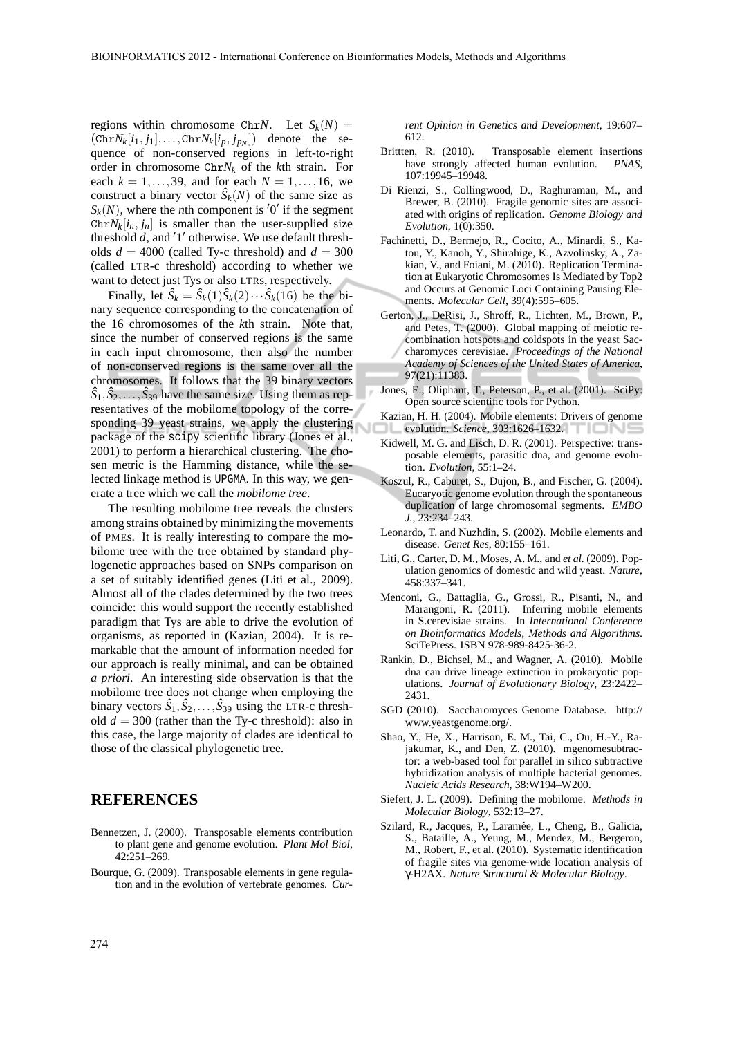regions within chromosome Chr$N$. Let $S_k(N) = (\texttt{Chr}N_k[i_1, j_1], \ldots, \texttt{Chr}N_k[i_p, j_{p_N}])$ denote the sequence of non-conserved regions in left-to-right order in chromosome Chr$N_k$ of the $k$th strain. For each $k = 1, \ldots, 39$, and for each $N = 1, \ldots, 16$, we construct a binary vector $\hat{S}_k(N)$ of the same size as $S_k(N)$, where the $n$th component is $'0'$ if the segment $\texttt{Chr}N_k[i_n, j_n]$ is smaller than the user-supplied size threshold $d$, and $'1'$ otherwise. We use default thresholds $d = 4000$ (called Ty-c threshold) and $d = 300$ (called LTR-c threshold) according to whether we want to detect just Tys or also LTRs, respectively.

Finally, let $\hat{S}_k = \hat{S}_k(1)\hat{S}_k(2)\cdots\hat{S}_k(16)$ be the binary sequence corresponding to the concatenation of the 16 chromosomes of the $k$th strain. Note that, since the number of conserved regions is the same in each input chromosome, then also the number of non-conserved regions is the same over all the chromosomes. It follows that the 39 binary vectors $\hat{S}_1, \hat{S}_2, \ldots, \hat{S}_{39}$ have the same size. Using them as representatives of the mobilome topology of the corresponding 39 yeast strains, we apply the clustering package of the scipy scientific library (Jones et al., 2001) to perform a hierarchical clustering. The chosen metric is the Hamming distance, while the selected linkage method is UPGMA. In this way, we generate a tree which we call the *mobilome tree*.

The resulting mobilome tree reveals the clusters among strains obtained by minimizing the movements of PMEs. It is really interesting to compare the mobilome tree with the tree obtained by standard phylogenetic approaches based on SNPs comparison on a set of suitably identified genes (Liti et al., 2009). Almost all of the clades determined by the two trees coincide: this would support the recently established paradigm that Tys are able to drive the evolution of organisms, as reported in (Kazian, 2004). It is remarkable that the amount of information needed for our approach is really minimal, and can be obtained *a priori*. An interesting side observation is that the mobilome tree does not change when employing the binary vectors $\hat{S}_1, \hat{S}_2, \ldots, \hat{S}_{39}$ using the LTR-c threshold $d = 300$ (rather than the Ty-c threshold): also in this case, the large majority of clades are identical to those of the classical phylogenetic tree.

## REFERENCES

Bennetzen, J. (2000). Transposable elements contribution to plant gene and genome evolution. *Plant Mol Biol*, 42:251–269.

Bourque, G. (2009). Transposable elements in gene regulation and in the evolution of vertebrate genomes. *Current Opinion in Genetics and Development*, 19:607–612.

Brittten, R. (2010). Transposable element insertions have strongly affected human evolution. *PNAS*, 107:19945–19948.

Di Rienzi, S., Collingwood, D., Raghuraman, M., and Brewer, B. (2010). Fragile genomic sites are associated with origins of replication. *Genome Biology and Evolution*, 1(0):350.

Fachinetti, D., Bermejo, R., Cocito, A., Minardi, S., Katou, Y., Kanoh, Y., Shirahige, K., Azvolinsky, A., Zakian, V., and Foiani, M. (2010). Replication Termination at Eukaryotic Chromosomes Is Mediated by Top2 and Occurs at Genomic Loci Containing Pausing Elements. *Molecular Cell*, 39(4):595–605.

Gerton, J., DeRisi, J., Shroff, R., Lichten, M., Brown, P., and Petes, T. (2000). Global mapping of meiotic recombination hotspots and coldspots in the yeast Saccharomyces cerevisiae. *Proceedings of the National Academy of Sciences of the United States of America*, 97(21):11383.

Jones, E., Oliphant, T., Peterson, P., et al. (2001). SciPy: Open source scientific tools for Python.

Kazian, H. H. (2004). Mobile elements: Drivers of genome evolution. *Science*, 303:1626–1632.

Kidwell, M. G. and Lisch, D. R. (2001). Perspective: transposable elements, parasitic dna, and genome evolution. *Evolution*, 55:1–24.

Koszul, R., Caburet, S., Dujon, B., and Fischer, G. (2004). Eucaryotic genome evolution through the spontaneous duplication of large chromosomal segments. *EMBO J.*, 23:234–243.

Leonardo, T. and Nuzhdin, S. (2002). Mobile elements and disease. *Genet Res*, 80:155–161.

Liti, G., Carter, D. M., Moses, A. M., and *et al.* (2009). Population genomics of domestic and wild yeast. *Nature*, 458:337–341.

Menconi, G., Battaglia, G., Grossi, R., Pisanti, N., and Marangoni, R. (2011). Inferring mobile elements in S.cerevisiae strains. In *International Conference on Bioinformatics Models, Methods and Algorithms*. SciTePress. ISBN 978-989-8425-36-2.

Rankin, D., Bichsel, M., and Wagner, A. (2010). Mobile dna can drive lineage extinction in prokaryotic populations. *Journal of Evolutionary Biology*, 23:2422–2431.

SGD (2010). Saccharomyces Genome Database. http://www.yeastgenome.org/.

Shao, Y., He, X., Harrison, E. M., Tai, C., Ou, H.-Y., Rajakumar, K., and Den, Z. (2010). mgenomesubtractor: a web-based tool for parallel in silico subtractive hybridization analysis of multiple bacterial genomes. *Nucleic Acids Research*, 38:W194–W200.

Siefert, J. L. (2009). Defining the mobilome. *Methods in Molecular Biology*, 532:13–27.

Szilard, R., Jacques, P., Laramée, L., Cheng, B., Galicia, S., Bataille, A., Yeung, M., Mendez, M., Bergeron, M., Robert, F., et al. (2010). Systematic identification of fragile sites via genome-wide location analysis of γ-H2AX. *Nature Structural & Molecular Biology*.